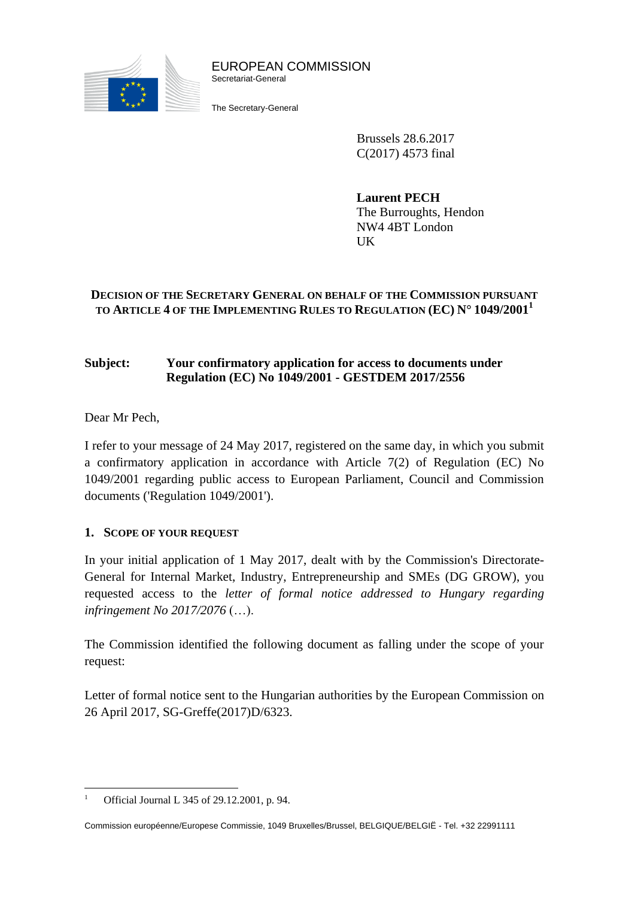EUROPEAN COMMISSION
Secretariat-General

The Secretary-General

Brussels 28.6.2017
C(2017) 4573 final

**Laurent PECH**
The Burroughts, Hendon
NW4 4BT London
UK

**DECISION OF THE SECRETARY GENERAL ON BEHALF OF THE COMMISSION PURSUANT TO ARTICLE 4 OF THE IMPLEMENTING RULES TO REGULATION (EC) N° 1049/2001[1]**

**Subject: Your confirmatory application for access to documents under Regulation (EC) No 1049/2001 - GESTDEM 2017/2556**

Dear Mr Pech,

I refer to your message of 24 May 2017, registered on the same day, in which you submit a confirmatory application in accordance with Article 7(2) of Regulation (EC) No 1049/2001 regarding public access to European Parliament, Council and Commission documents ('Regulation 1049/2001').

## 1. SCOPE OF YOUR REQUEST

In your initial application of 1 May 2017, dealt with by the Commission's Directorate-General for Internal Market, Industry, Entrepreneurship and SMEs (DG GROW), you requested access to the *letter of formal notice addressed to Hungary regarding infringement No 2017/2076* (…).

The Commission identified the following document as falling under the scope of your request:

Letter of formal notice sent to the Hungarian authorities by the European Commission on 26 April 2017, SG-Greffe(2017)D/6323.

---

[1] Official Journal L 345 of 29.12.2001, p. 94.

Commission européenne/Europese Commissie, 1049 Bruxelles/Brussel, BELGIQUE/BELGIË - Tel. +32 22991111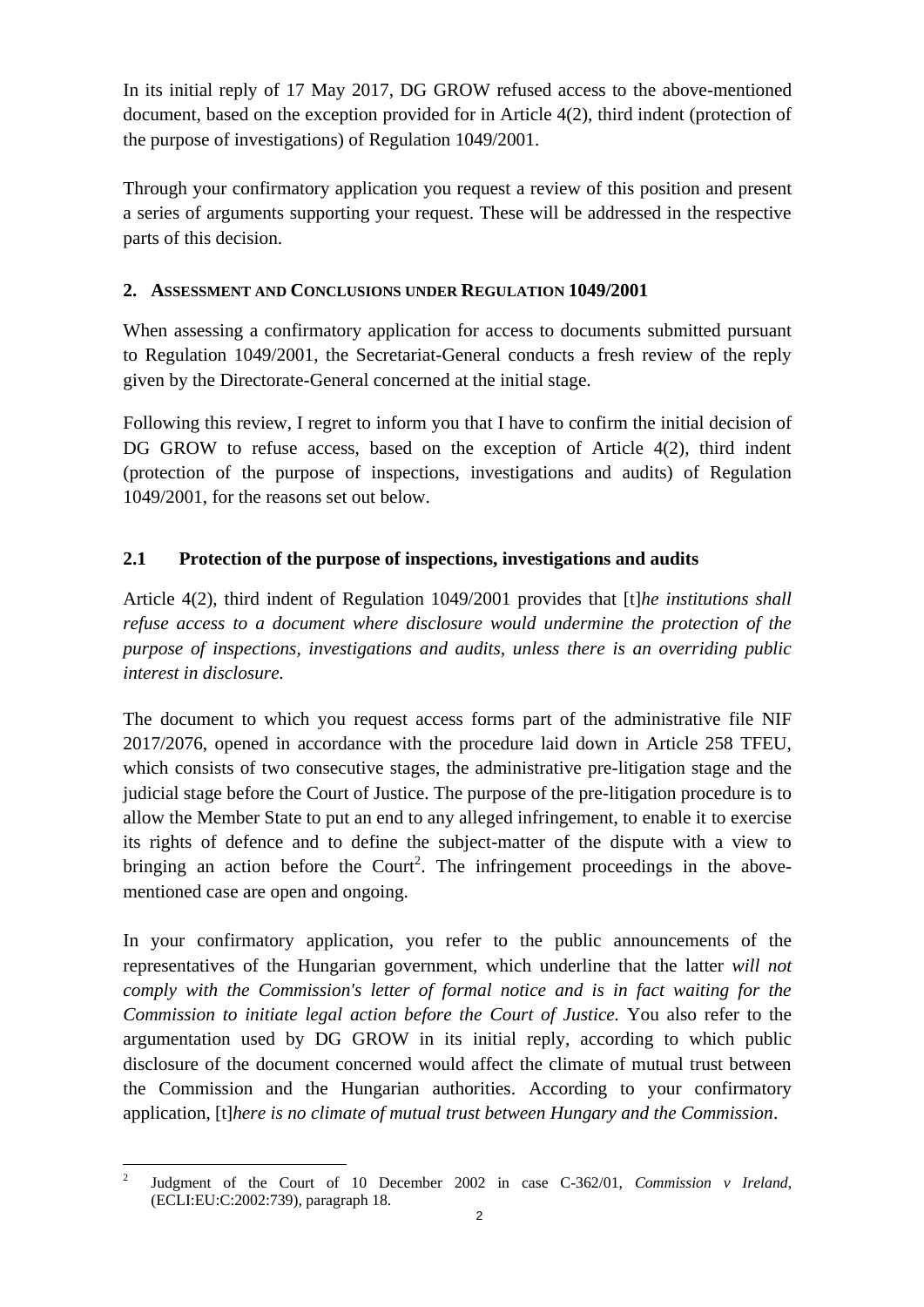In its initial reply of 17 May 2017, DG GROW refused access to the above-mentioned document, based on the exception provided for in Article 4(2), third indent (protection of the purpose of investigations) of Regulation 1049/2001.

Through your confirmatory application you request a review of this position and present a series of arguments supporting your request. These will be addressed in the respective parts of this decision.

## 2. Assessment and Conclusions under Regulation 1049/2001

When assessing a confirmatory application for access to documents submitted pursuant to Regulation 1049/2001, the Secretariat-General conducts a fresh review of the reply given by the Directorate-General concerned at the initial stage.

Following this review, I regret to inform you that I have to confirm the initial decision of DG GROW to refuse access, based on the exception of Article 4(2), third indent (protection of the purpose of inspections, investigations and audits) of Regulation 1049/2001, for the reasons set out below.

### 2.1 Protection of the purpose of inspections, investigations and audits

Article 4(2), third indent of Regulation 1049/2001 provides that [t]*he institutions shall refuse access to a document where disclosure would undermine the protection of the purpose of inspections, investigations and audits, unless there is an overriding public interest in disclosure.*

The document to which you request access forms part of the administrative file NIF 2017/2076, opened in accordance with the procedure laid down in Article 258 TFEU, which consists of two consecutive stages, the administrative pre-litigation stage and the judicial stage before the Court of Justice. The purpose of the pre-litigation procedure is to allow the Member State to put an end to any alleged infringement, to enable it to exercise its rights of defence and to define the subject-matter of the dispute with a view to bringing an action before the Court[2]. The infringement proceedings in the above-mentioned case are open and ongoing.

In your confirmatory application, you refer to the public announcements of the representatives of the Hungarian government, which underline that the latter *will not comply with the Commission's letter of formal notice and is in fact waiting for the Commission to initiate legal action before the Court of Justice.* You also refer to the argumentation used by DG GROW in its initial reply, according to which public disclosure of the document concerned would affect the climate of mutual trust between the Commission and the Hungarian authorities. According to your confirmatory application, [t]*here is no climate of mutual trust between Hungary and the Commission*.

[2] Judgment of the Court of 10 December 2002 in case C-362/01, *Commission v Ireland*, (ECLI:EU:C:2002:739), paragraph 18.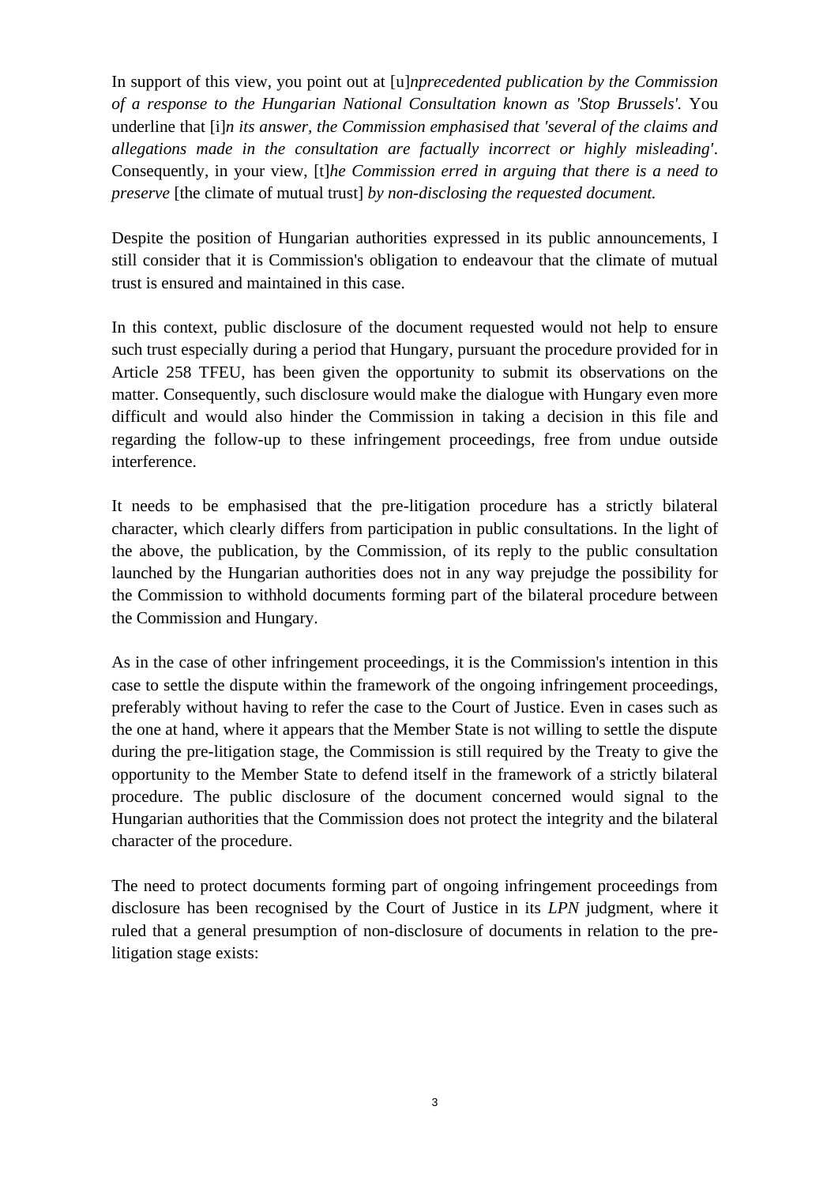In support of this view, you point out at [u]*nprecedented publication by the Commission of a response to the Hungarian National Consultation known as 'Stop Brussels'.* You underline that [i]*n its answer, the Commission emphasised that 'several of the claims and allegations made in the consultation are factually incorrect or highly misleading'*. Consequently, in your view, [t]*he Commission erred in arguing that there is a need to preserve* [the climate of mutual trust] *by non-disclosing the requested document.*

Despite the position of Hungarian authorities expressed in its public announcements, I still consider that it is Commission's obligation to endeavour that the climate of mutual trust is ensured and maintained in this case.

In this context, public disclosure of the document requested would not help to ensure such trust especially during a period that Hungary, pursuant the procedure provided for in Article 258 TFEU, has been given the opportunity to submit its observations on the matter. Consequently, such disclosure would make the dialogue with Hungary even more difficult and would also hinder the Commission in taking a decision in this file and regarding the follow-up to these infringement proceedings, free from undue outside interference.

It needs to be emphasised that the pre-litigation procedure has a strictly bilateral character, which clearly differs from participation in public consultations. In the light of the above, the publication, by the Commission, of its reply to the public consultation launched by the Hungarian authorities does not in any way prejudge the possibility for the Commission to withhold documents forming part of the bilateral procedure between the Commission and Hungary.

As in the case of other infringement proceedings, it is the Commission's intention in this case to settle the dispute within the framework of the ongoing infringement proceedings, preferably without having to refer the case to the Court of Justice. Even in cases such as the one at hand, where it appears that the Member State is not willing to settle the dispute during the pre-litigation stage, the Commission is still required by the Treaty to give the opportunity to the Member State to defend itself in the framework of a strictly bilateral procedure. The public disclosure of the document concerned would signal to the Hungarian authorities that the Commission does not protect the integrity and the bilateral character of the procedure.

The need to protect documents forming part of ongoing infringement proceedings from disclosure has been recognised by the Court of Justice in its *LPN* judgment, where it ruled that a general presumption of non-disclosure of documents in relation to the pre-litigation stage exists: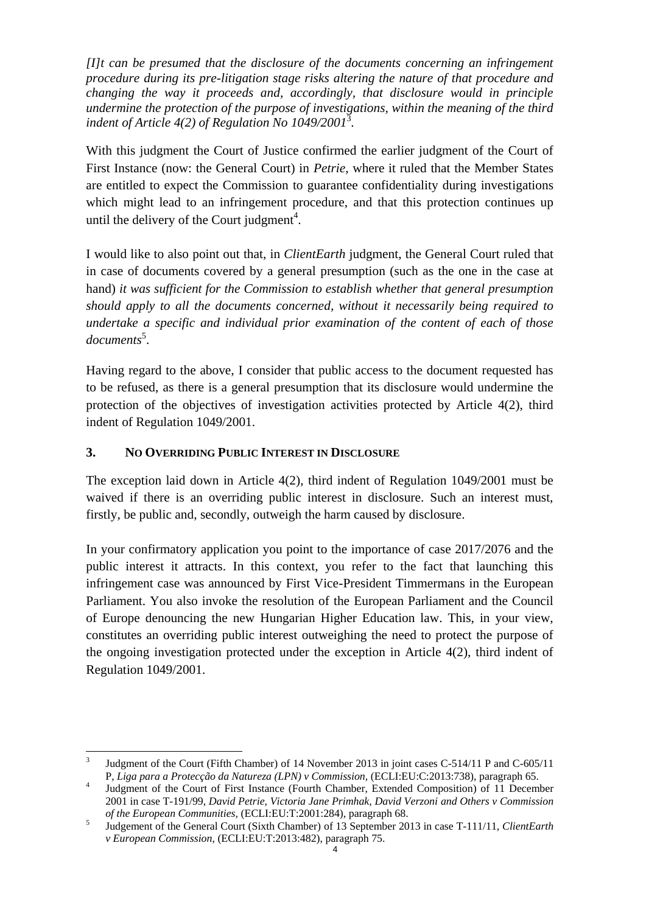*[I]t can be presumed that the disclosure of the documents concerning an infringement procedure during its pre-litigation stage risks altering the nature of that procedure and changing the way it proceeds and, accordingly, that disclosure would in principle undermine the protection of the purpose of investigations, within the meaning of the third indent of Article 4(2) of Regulation No 1049/2001*[3].

With this judgment the Court of Justice confirmed the earlier judgment of the Court of First Instance (now: the General Court) in *Petrie*, where it ruled that the Member States are entitled to expect the Commission to guarantee confidentiality during investigations which might lead to an infringement procedure, and that this protection continues up until the delivery of the Court judgment[4].

I would like to also point out that, in *ClientEarth* judgment, the General Court ruled that in case of documents covered by a general presumption (such as the one in the case at hand) *it was sufficient for the Commission to establish whether that general presumption should apply to all the documents concerned, without it necessarily being required to undertake a specific and individual prior examination of the content of each of those documents*[5].

Having regard to the above, I consider that public access to the document requested has to be refused, as there is a general presumption that its disclosure would undermine the protection of the objectives of investigation activities protected by Article 4(2), third indent of Regulation 1049/2001.

## 3. No Overriding Public Interest in Disclosure

The exception laid down in Article 4(2), third indent of Regulation 1049/2001 must be waived if there is an overriding public interest in disclosure. Such an interest must, firstly, be public and, secondly, outweigh the harm caused by disclosure.

In your confirmatory application you point to the importance of case 2017/2076 and the public interest it attracts. In this context, you refer to the fact that launching this infringement case was announced by First Vice-President Timmermans in the European Parliament. You also invoke the resolution of the European Parliament and the Council of Europe denouncing the new Hungarian Higher Education law. This, in your view, constitutes an overriding public interest outweighing the need to protect the purpose of the ongoing investigation protected under the exception in Article 4(2), third indent of Regulation 1049/2001.

---

[3] Judgment of the Court (Fifth Chamber) of 14 November 2013 in joint cases C-514/11 P and C-605/11 P, *Liga para a Protecção da Natureza (LPN) v Commission*, (ECLI:EU:C:2013:738), paragraph 65.

[4] Judgment of the Court of First Instance (Fourth Chamber, Extended Composition) of 11 December 2001 in case T-191/99, *David Petrie, Victoria Jane Primhak, David Verzoni and Others v Commission of the European Communities*, (ECLI:EU:T:2001:284), paragraph 68.

[5] Judgement of the General Court (Sixth Chamber) of 13 September 2013 in case T-111/11, *ClientEarth v European Commission*, (ECLI:EU:T:2013:482), paragraph 75.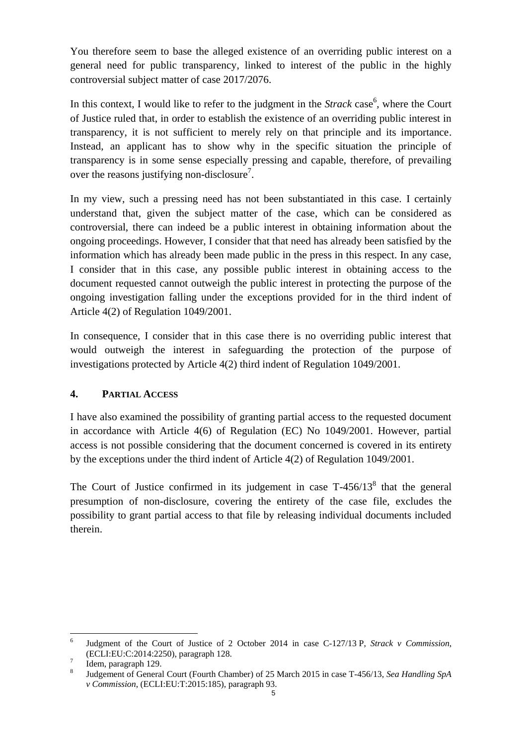You therefore seem to base the alleged existence of an overriding public interest on a general need for public transparency, linked to interest of the public in the highly controversial subject matter of case 2017/2076.

In this context, I would like to refer to the judgment in the *Strack* case[6], where the Court of Justice ruled that, in order to establish the existence of an overriding public interest in transparency, it is not sufficient to merely rely on that principle and its importance. Instead, an applicant has to show why in the specific situation the principle of transparency is in some sense especially pressing and capable, therefore, of prevailing over the reasons justifying non-disclosure[7].

In my view, such a pressing need has not been substantiated in this case. I certainly understand that, given the subject matter of the case, which can be considered as controversial, there can indeed be a public interest in obtaining information about the ongoing proceedings. However, I consider that that need has already been satisfied by the information which has already been made public in the press in this respect. In any case, I consider that in this case, any possible public interest in obtaining access to the document requested cannot outweigh the public interest in protecting the purpose of the ongoing investigation falling under the exceptions provided for in the third indent of Article 4(2) of Regulation 1049/2001.

In consequence, I consider that in this case there is no overriding public interest that would outweigh the interest in safeguarding the protection of the purpose of investigations protected by Article 4(2) third indent of Regulation 1049/2001.

## 4. PARTIAL ACCESS

I have also examined the possibility of granting partial access to the requested document in accordance with Article 4(6) of Regulation (EC) No 1049/2001. However, partial access is not possible considering that the document concerned is covered in its entirety by the exceptions under the third indent of Article 4(2) of Regulation 1049/2001.

The Court of Justice confirmed in its judgement in case T-456/13[8] that the general presumption of non-disclosure, covering the entirety of the case file, excludes the possibility to grant partial access to that file by releasing individual documents included therein.

---

[6] Judgment of the Court of Justice of 2 October 2014 in case C-127/13 P, *Strack v Commission*, (ECLI:EU:C:2014:2250), paragraph 128.

[7] Idem, paragraph 129.

[8] Judgement of General Court (Fourth Chamber) of 25 March 2015 in case T-456/13, *Sea Handling SpA v Commission*, (ECLI:EU:T:2015:185), paragraph 93.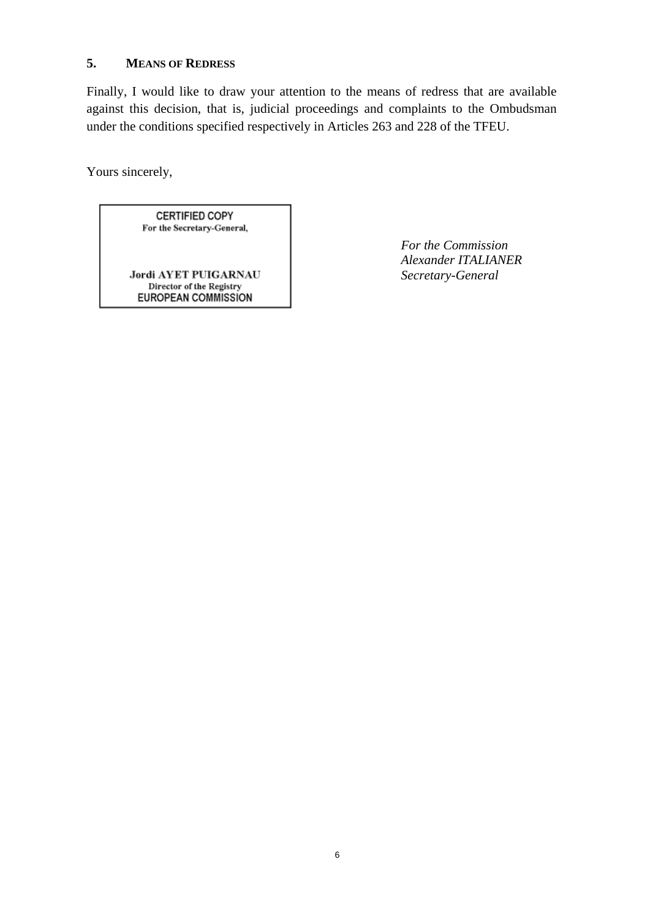## 5. MEANS OF REDRESS

Finally, I would like to draw your attention to the means of redress that are available against this decision, that is, judicial proceedings and complaints to the Ombudsman under the conditions specified respectively in Articles 263 and 228 of the TFEU.

Yours sincerely,

CERTIFIED COPY
For the Secretary-General,

Jordi AYET PUIGARNAU
Director of the Registry
EUROPEAN COMMISSION

*For the Commission*
*Alexander ITALIANER*
*Secretary-General*